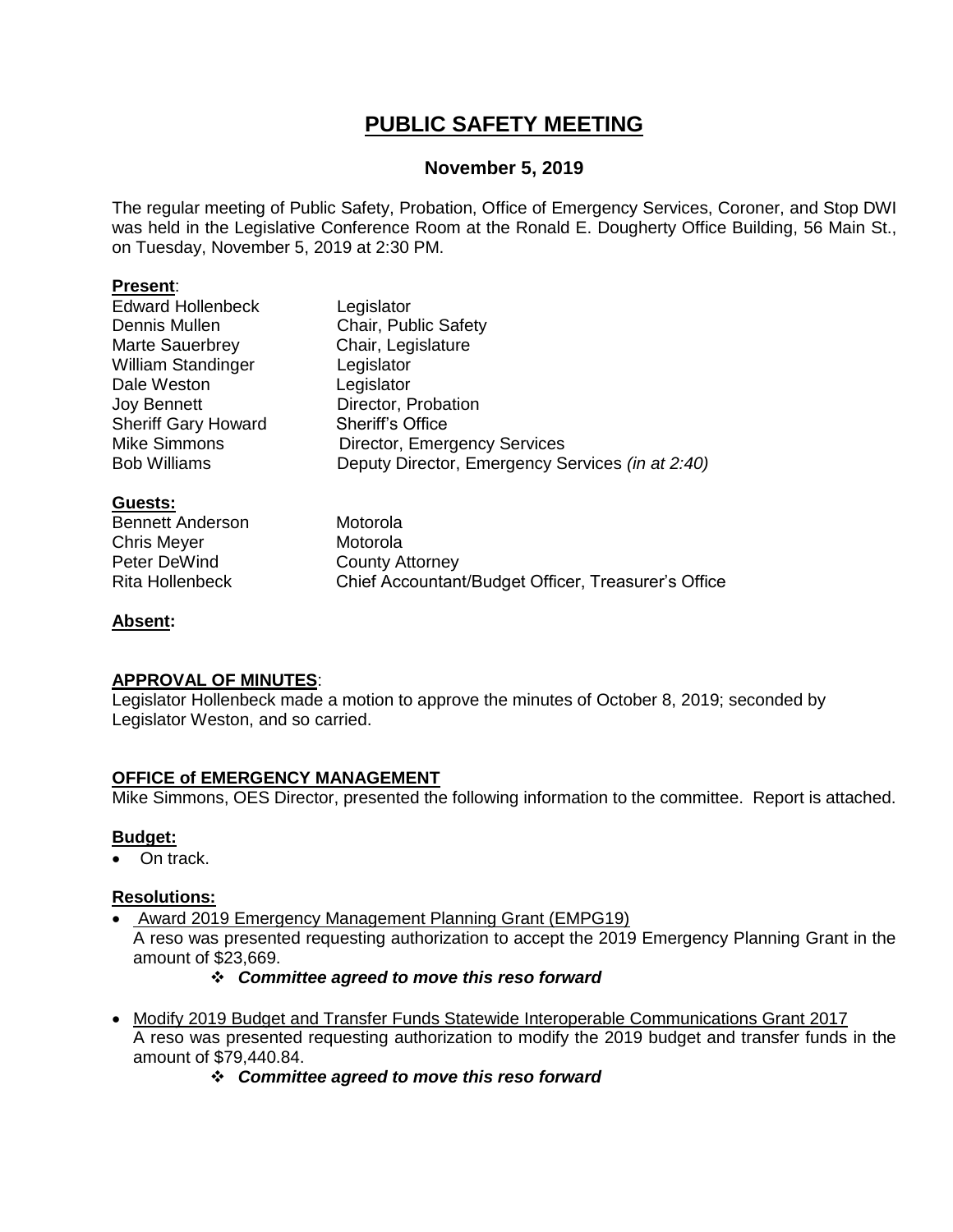# PUBLIC SAFETY MEETING

## November 5, 2019

The regular meeting of Public Safety, Probation, Office of Emergency Services, Coroner, and Stop DWI was held in the Legislative Conference Room at the Ronald E. Dougherty Office Building, 56 Main St., on Tuesday, November 5, 2019 at 2:30 PM.

**Present**:

| | |
|---|---|
| Edward Hollenbeck | Legislator |
| Dennis Mullen | Chair, Public Safety |
| Marte Sauerbrey | Chair, Legislature |
| William Standinger | Legislator |
| Dale Weston | Legislator |
| Joy Bennett | Director, Probation |
| Sheriff Gary Howard | Sheriff's Office |
| Mike Simmons | Director, Emergency Services |
| Bob Williams | Deputy Director, Emergency Services *(in at 2:40)* |

**Guests:**

| | |
|---|---|
| Bennett Anderson | Motorola |
| Chris Meyer | Motorola |
| Peter DeWind | County Attorney |
| Rita Hollenbeck | Chief Accountant/Budget Officer, Treasurer's Office |

**Absent:**

**APPROVAL OF MINUTES**:
Legislator Hollenbeck made a motion to approve the minutes of October 8, 2019; seconded by Legislator Weston, and so carried.

**OFFICE of EMERGENCY MANAGEMENT**
Mike Simmons, OES Director, presented the following information to the committee. Report is attached.

**Budget:**

- On track.

**Resolutions:**

- Award 2019 Emergency Management Planning Grant (EMPG19)
  A reso was presented requesting authorization to accept the 2019 Emergency Planning Grant in the amount of $23,669.
  - ***Committee agreed to move this reso forward***
- Modify 2019 Budget and Transfer Funds Statewide Interoperable Communications Grant 2017
  A reso was presented requesting authorization to modify the 2019 budget and transfer funds in the amount of $79,440.84.
  - ***Committee agreed to move this reso forward***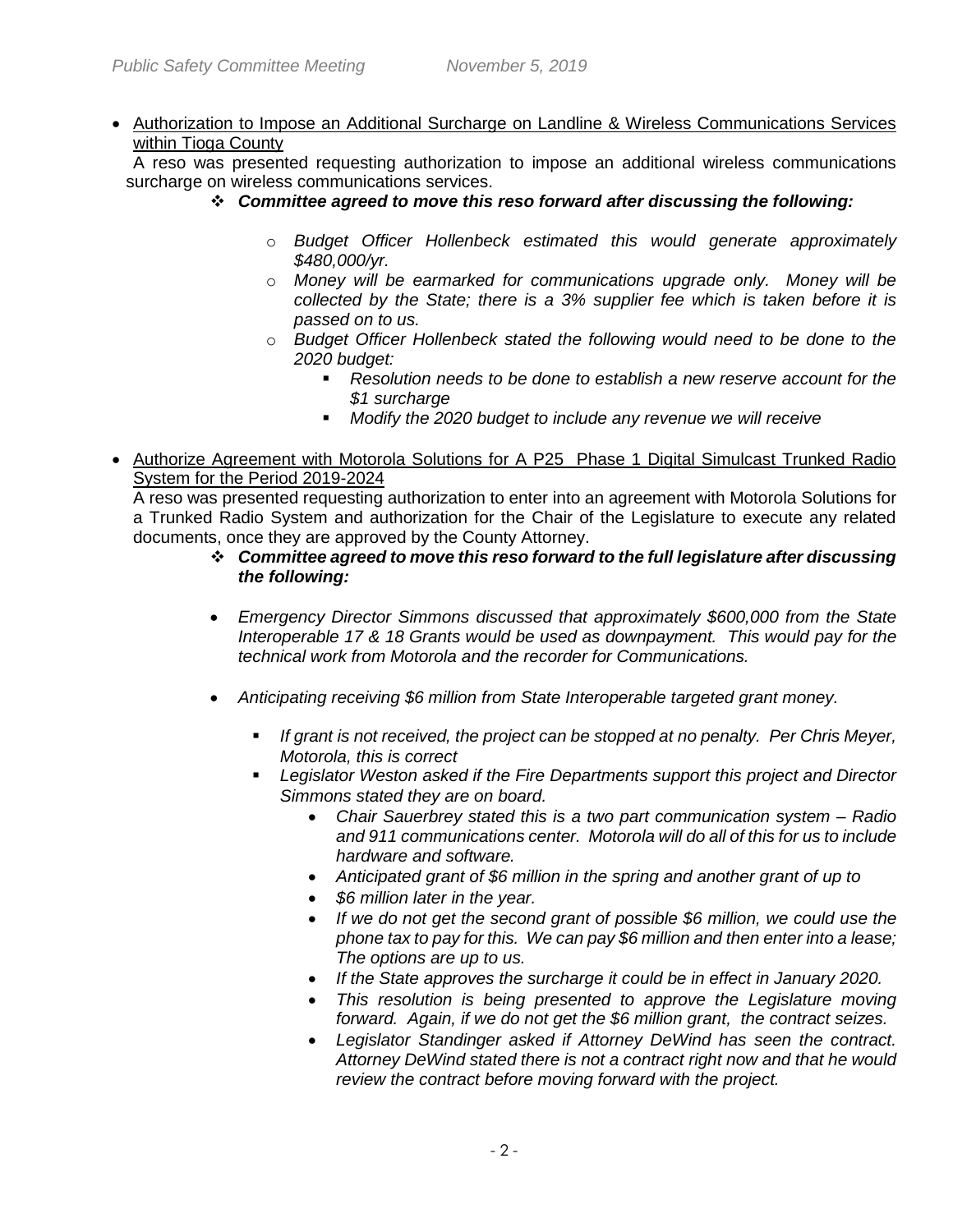- <u>Authorization to Impose an Additional Surcharge on Landline & Wireless Communications Services within Tioga County</u>

  A reso was presented requesting authorization to impose an additional wireless communications surcharge on wireless communications services.

  - ***Committee agreed to move this reso forward after discussing the following:***
    - *Budget Officer Hollenbeck estimated this would generate approximately $480,000/yr.*
    - *Money will be earmarked for communications upgrade only. Money will be collected by the State; there is a 3% supplier fee which is taken before it is passed on to us.*
    - *Budget Officer Hollenbeck stated the following would need to be done to the 2020 budget:*
      - *Resolution needs to be done to establish a new reserve account for the $1 surcharge*
      - *Modify the 2020 budget to include any revenue we will receive*

- <u>Authorize Agreement with Motorola Solutions for A P25 Phase 1 Digital Simulcast Trunked Radio System for the Period 2019-2024</u>

  A reso was presented requesting authorization to enter into an agreement with Motorola Solutions for a Trunked Radio System and authorization for the Chair of the Legislature to execute any related documents, once they are approved by the County Attorney.

  - ***Committee agreed to move this reso forward to the full legislature after discussing the following:***

  - *Emergency Director Simmons discussed that approximately $600,000 from the State Interoperable 17 & 18 Grants would be used as downpayment. This would pay for the technical work from Motorola and the recorder for Communications.*

  - *Anticipating receiving $6 million from State Interoperable targeted grant money.*
    - *If grant is not received, the project can be stopped at no penalty. Per Chris Meyer, Motorola, this is correct*
    - *Legislator Weston asked if the Fire Departments support this project and Director Simmons stated they are on board.*
      - *Chair Sauerbrey stated this is a two part communication system – Radio and 911 communications center. Motorola will do all of this for us to include hardware and software.*
      - *Anticipated grant of $6 million in the spring and another grant of up to*
      - *$6 million later in the year.*
      - *If we do not get the second grant of possible $6 million, we could use the phone tax to pay for this. We can pay $6 million and then enter into a lease; The options are up to us.*
      - *If the State approves the surcharge it could be in effect in January 2020.*
      - *This resolution is being presented to approve the Legislature moving forward. Again, if we do not get the $6 million grant, the contract seizes.*
      - *Legislator Standinger asked if Attorney DeWind has seen the contract. Attorney DeWind stated there is not a contract right now and that he would review the contract before moving forward with the project.*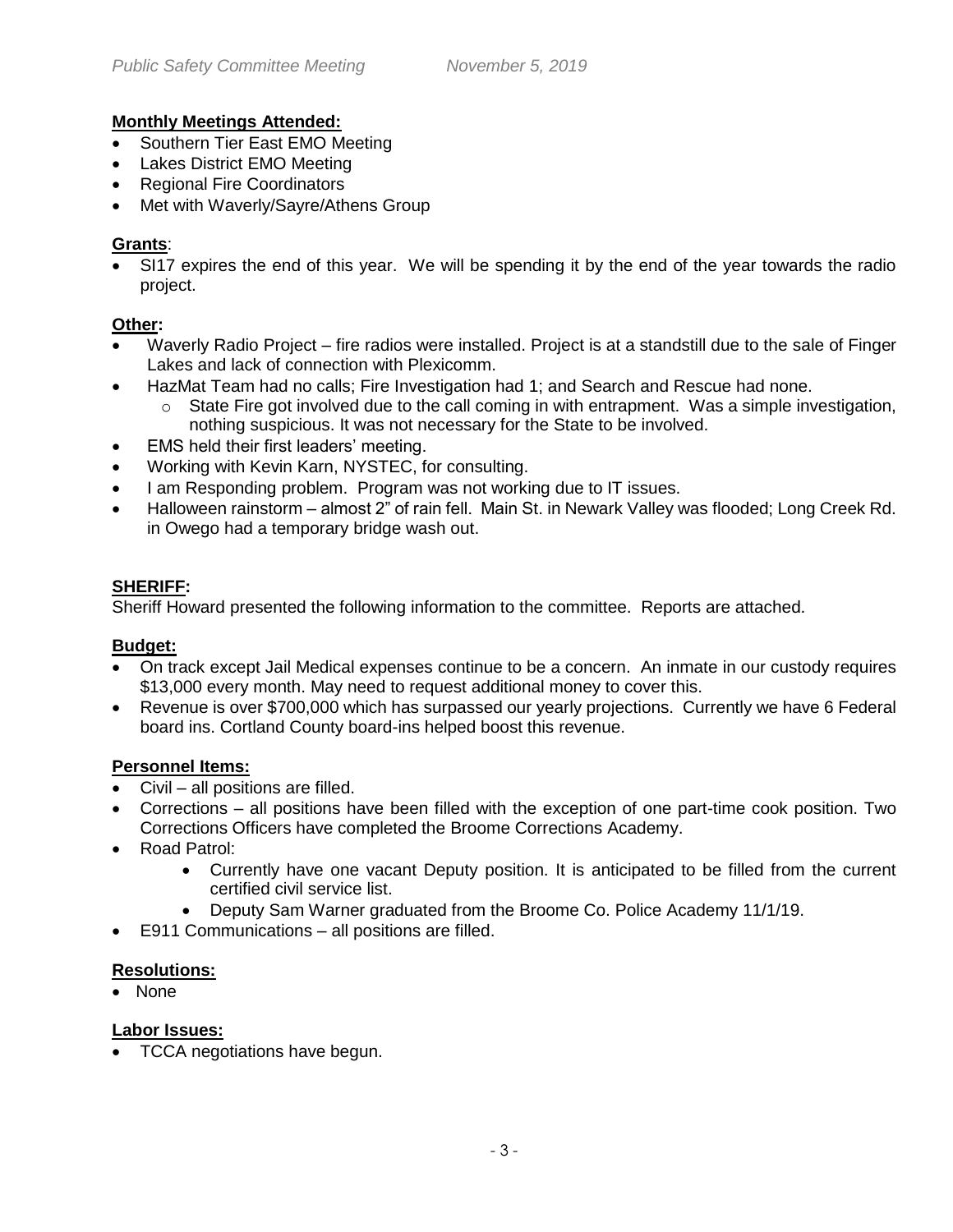**Monthly Meetings Attended:**

- Southern Tier East EMO Meeting
- Lakes District EMO Meeting
- Regional Fire Coordinators
- Met with Waverly/Sayre/Athens Group

**Grants**:

- SI17 expires the end of this year. We will be spending it by the end of the year towards the radio project.

**Other:**

- Waverly Radio Project – fire radios were installed. Project is at a standstill due to the sale of Finger Lakes and lack of connection with Plexicomm.
- HazMat Team had no calls; Fire Investigation had 1; and Search and Rescue had none.
  - State Fire got involved due to the call coming in with entrapment. Was a simple investigation, nothing suspicious. It was not necessary for the State to be involved.
- EMS held their first leaders' meeting.
- Working with Kevin Karn, NYSTEC, for consulting.
- I am Responding problem. Program was not working due to IT issues.
- Halloween rainstorm – almost 2" of rain fell. Main St. in Newark Valley was flooded; Long Creek Rd. in Owego had a temporary bridge wash out.

**SHERIFF:**

Sheriff Howard presented the following information to the committee. Reports are attached.

**Budget:**

- On track except Jail Medical expenses continue to be a concern. An inmate in our custody requires $13,000 every month. May need to request additional money to cover this.
- Revenue is over $700,000 which has surpassed our yearly projections. Currently we have 6 Federal board ins. Cortland County board-ins helped boost this revenue.

**Personnel Items:**

- Civil – all positions are filled.
- Corrections – all positions have been filled with the exception of one part-time cook position. Two Corrections Officers have completed the Broome Corrections Academy.
- Road Patrol:
  - Currently have one vacant Deputy position. It is anticipated to be filled from the current certified civil service list.
  - Deputy Sam Warner graduated from the Broome Co. Police Academy 11/1/19.
- E911 Communications – all positions are filled.

**Resolutions:**

- None

**Labor Issues:**

- TCCA negotiations have begun.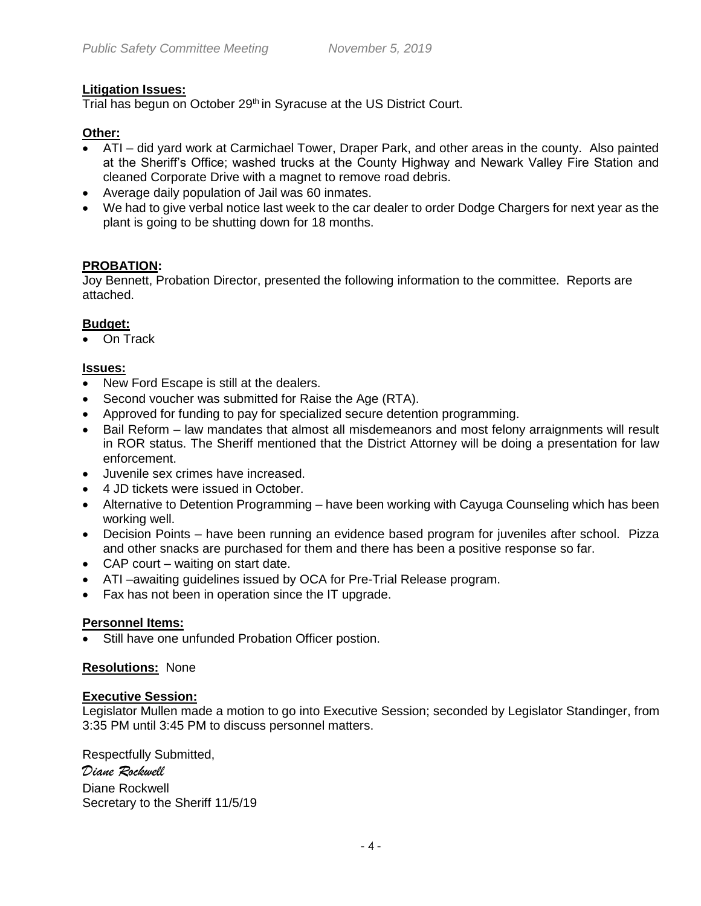**Litigation Issues:**
Trial has begun on October 29th in Syracuse at the US District Court.

**Other:**

- ATI – did yard work at Carmichael Tower, Draper Park, and other areas in the county. Also painted at the Sheriff's Office; washed trucks at the County Highway and Newark Valley Fire Station and cleaned Corporate Drive with a magnet to remove road debris.
- Average daily population of Jail was 60 inmates.
- We had to give verbal notice last week to the car dealer to order Dodge Chargers for next year as the plant is going to be shutting down for 18 months.

**PROBATION:**
Joy Bennett, Probation Director, presented the following information to the committee. Reports are attached.

**Budget:**

- On Track

**Issues:**

- New Ford Escape is still at the dealers.
- Second voucher was submitted for Raise the Age (RTA).
- Approved for funding to pay for specialized secure detention programming.
- Bail Reform – law mandates that almost all misdemeanors and most felony arraignments will result in ROR status. The Sheriff mentioned that the District Attorney will be doing a presentation for law enforcement.
- Juvenile sex crimes have increased.
- 4 JD tickets were issued in October.
- Alternative to Detention Programming – have been working with Cayuga Counseling which has been working well.
- Decision Points – have been running an evidence based program for juveniles after school. Pizza and other snacks are purchased for them and there has been a positive response so far.
- CAP court – waiting on start date.
- ATI –awaiting guidelines issued by OCA for Pre-Trial Release program.
- Fax has not been in operation since the IT upgrade.

**Personnel Items:**

- Still have one unfunded Probation Officer postion.

**Resolutions:** None

**Executive Session:**
Legislator Mullen made a motion to go into Executive Session; seconded by Legislator Standinger, from 3:35 PM until 3:45 PM to discuss personnel matters.

Respectfully Submitted,
*Diane Rockwell*
Diane Rockwell
Secretary to the Sheriff 11/5/19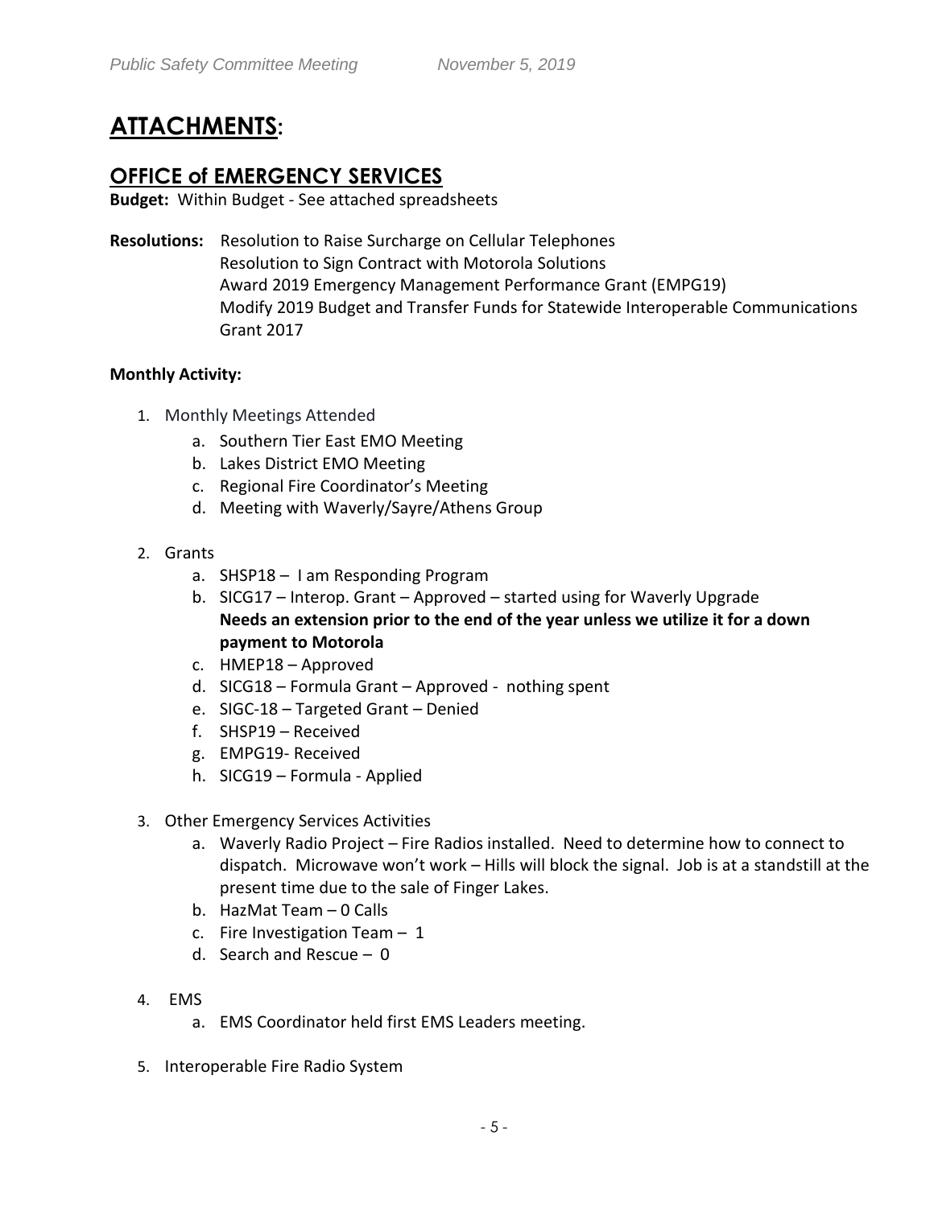# ATTACHMENTS:

## OFFICE of EMERGENCY SERVICES

**Budget:** Within Budget - See attached spreadsheets

**Resolutions:** Resolution to Raise Surcharge on Cellular Telephones
Resolution to Sign Contract with Motorola Solutions
Award 2019 Emergency Management Performance Grant (EMPG19)
Modify 2019 Budget and Transfer Funds for Statewide Interoperable Communications Grant 2017

**Monthly Activity:**

1. Monthly Meetings Attended
   a. Southern Tier East EMO Meeting
   b. Lakes District EMO Meeting
   c. Regional Fire Coordinator's Meeting
   d. Meeting with Waverly/Sayre/Athens Group

2. Grants
   a. SHSP18 – I am Responding Program
   b. SICG17 – Interop. Grant – Approved – started using for Waverly Upgrade
   **Needs an extension prior to the end of the year unless we utilize it for a down payment to Motorola**
   c. HMEP18 – Approved
   d. SICG18 – Formula Grant – Approved - nothing spent
   e. SIGC-18 – Targeted Grant – Denied
   f. SHSP19 – Received
   g. EMPG19- Received
   h. SICG19 – Formula - Applied

3. Other Emergency Services Activities
   a. Waverly Radio Project – Fire Radios installed. Need to determine how to connect to dispatch. Microwave won't work – Hills will block the signal. Job is at a standstill at the present time due to the sale of Finger Lakes.
   b. HazMat Team – 0 Calls
   c. Fire Investigation Team – 1
   d. Search and Rescue – 0

4. EMS
   a. EMS Coordinator held first EMS Leaders meeting.

5. Interoperable Fire Radio System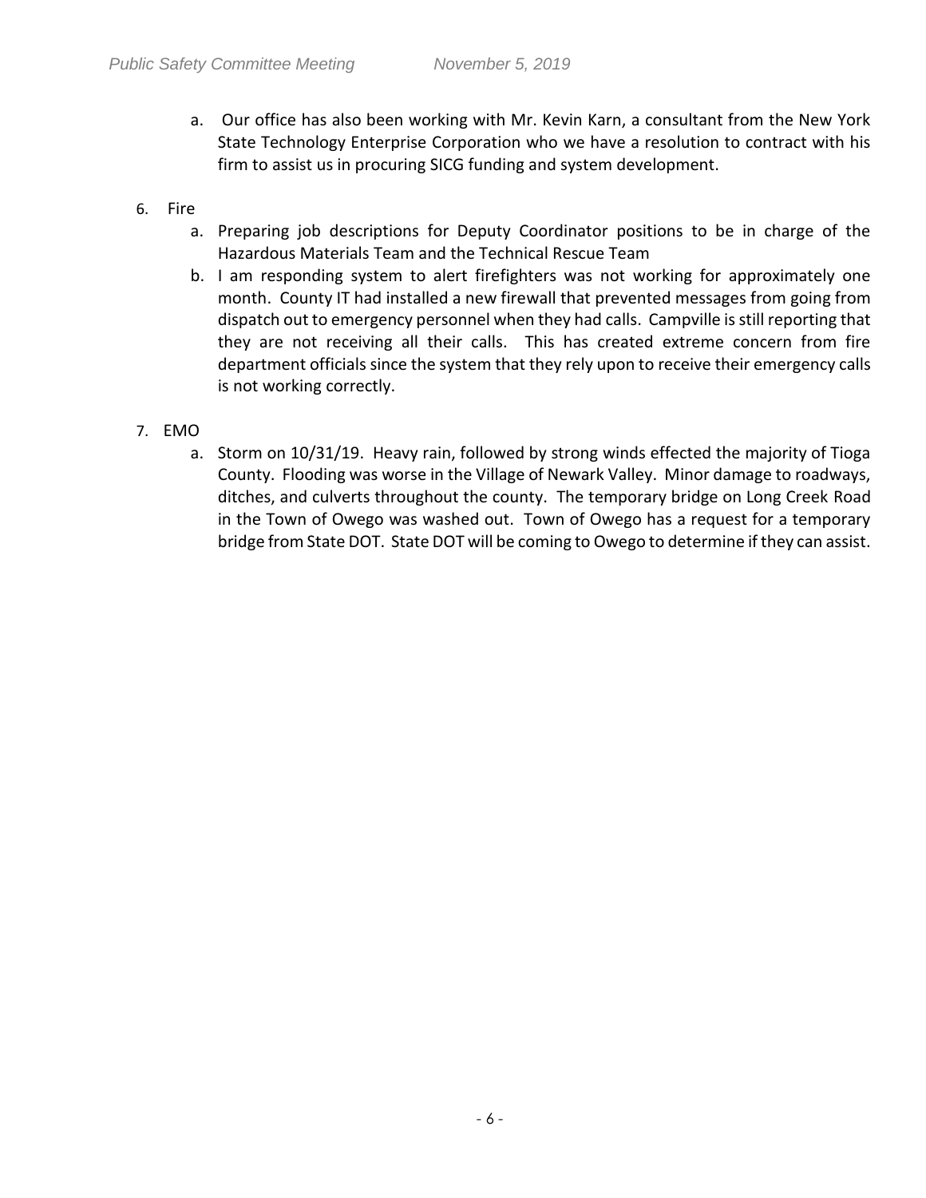a. Our office has also been working with Mr. Kevin Karn, a consultant from the New York State Technology Enterprise Corporation who we have a resolution to contract with his firm to assist us in procuring SICG funding and system development.

6. Fire
   a. Preparing job descriptions for Deputy Coordinator positions to be in charge of the Hazardous Materials Team and the Technical Rescue Team
   b. I am responding system to alert firefighters was not working for approximately one month. County IT had installed a new firewall that prevented messages from going from dispatch out to emergency personnel when they had calls. Campville is still reporting that they are not receiving all their calls. This has created extreme concern from fire department officials since the system that they rely upon to receive their emergency calls is not working correctly.

7. EMO
   a. Storm on 10/31/19. Heavy rain, followed by strong winds effected the majority of Tioga County. Flooding was worse in the Village of Newark Valley. Minor damage to roadways, ditches, and culverts throughout the county. The temporary bridge on Long Creek Road in the Town of Owego was washed out. Town of Owego has a request for a temporary bridge from State DOT. State DOT will be coming to Owego to determine if they can assist.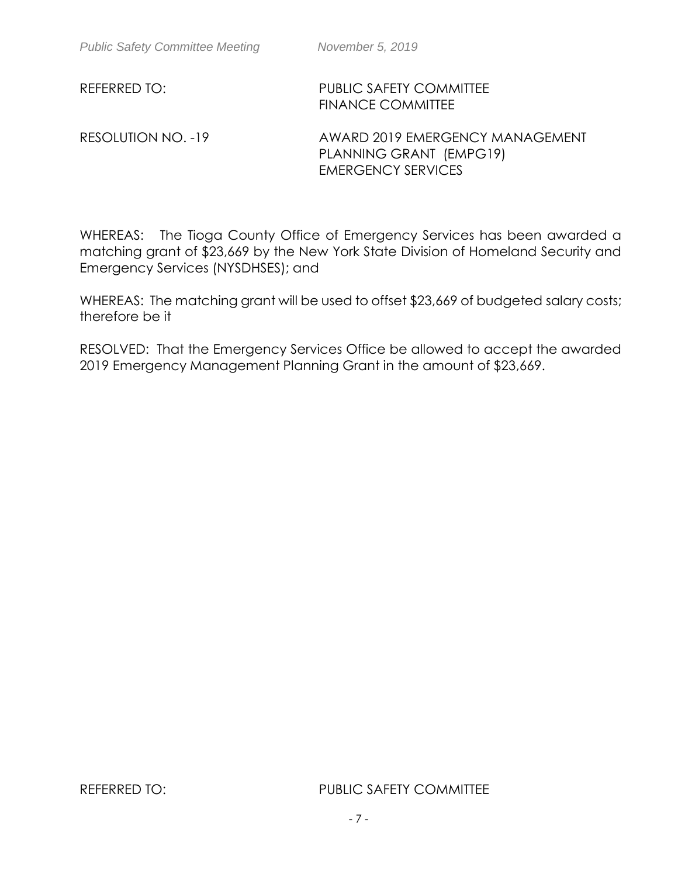REFERRED TO: PUBLIC SAFETY COMMITTEE
FINANCE COMMITTEE

RESOLUTION NO. -19 AWARD 2019 EMERGENCY MANAGEMENT PLANNING GRANT (EMPG19)
EMERGENCY SERVICES

WHEREAS: The Tioga County Office of Emergency Services has been awarded a matching grant of $23,669 by the New York State Division of Homeland Security and Emergency Services (NYSDHSES); and

WHEREAS: The matching grant will be used to offset $23,669 of budgeted salary costs; therefore be it

RESOLVED: That the Emergency Services Office be allowed to accept the awarded 2019 Emergency Management Planning Grant in the amount of $23,669.

REFERRED TO: PUBLIC SAFETY COMMITTEE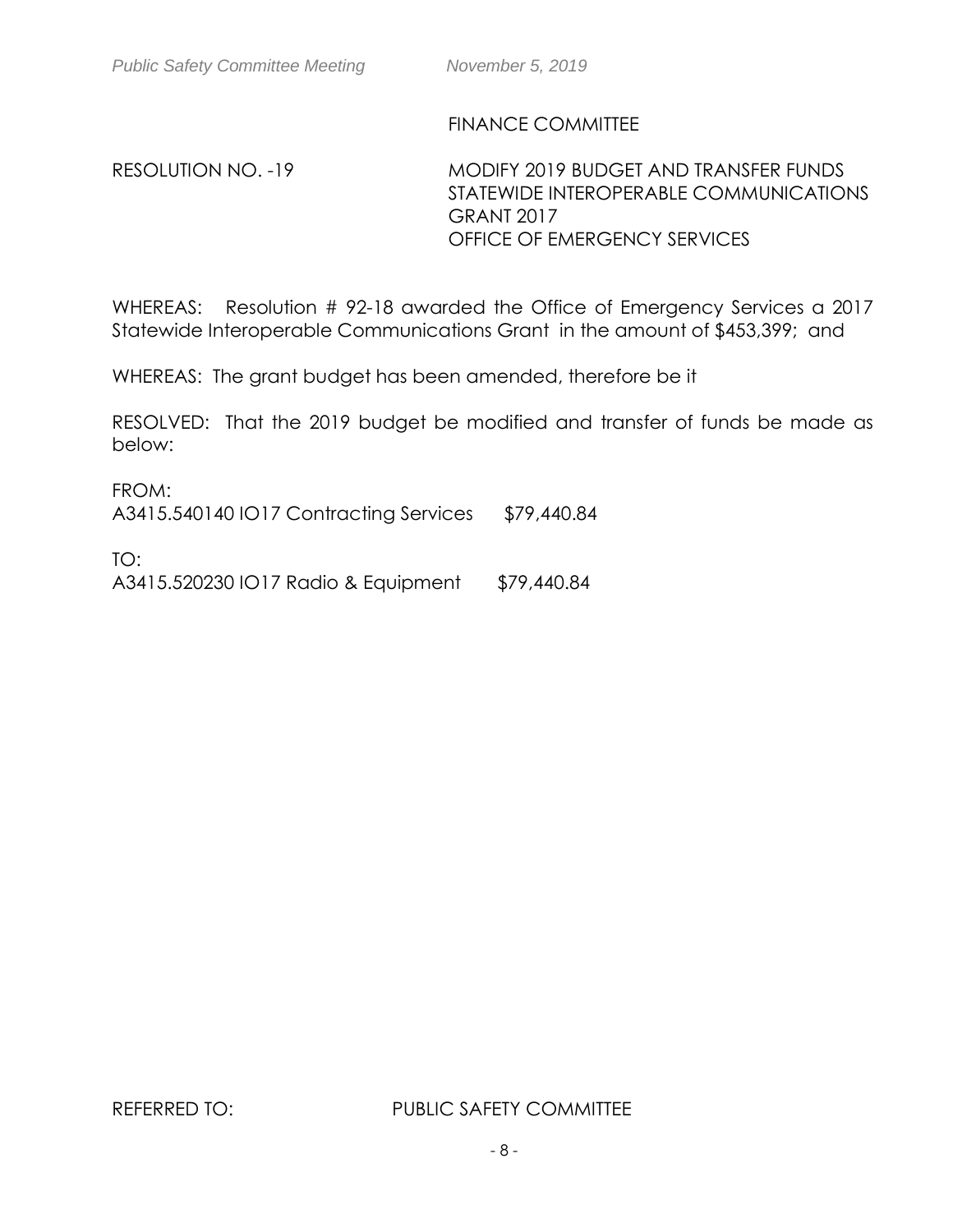FINANCE COMMITTEE

RESOLUTION NO. -19

MODIFY 2019 BUDGET AND TRANSFER FUNDS
STATEWIDE INTEROPERABLE COMMUNICATIONS GRANT 2017
OFFICE OF EMERGENCY SERVICES

WHEREAS: Resolution # 92-18 awarded the Office of Emergency Services a 2017 Statewide Interoperable Communications Grant in the amount of $453,399; and

WHEREAS: The grant budget has been amended, therefore be it

RESOLVED: That the 2019 budget be modified and transfer of funds be made as below:

FROM:
A3415.540140 IO17 Contracting Services $79,440.84

TO:
A3415.520230 IO17 Radio & Equipment $79,440.84

REFERRED TO: PUBLIC SAFETY COMMITTEE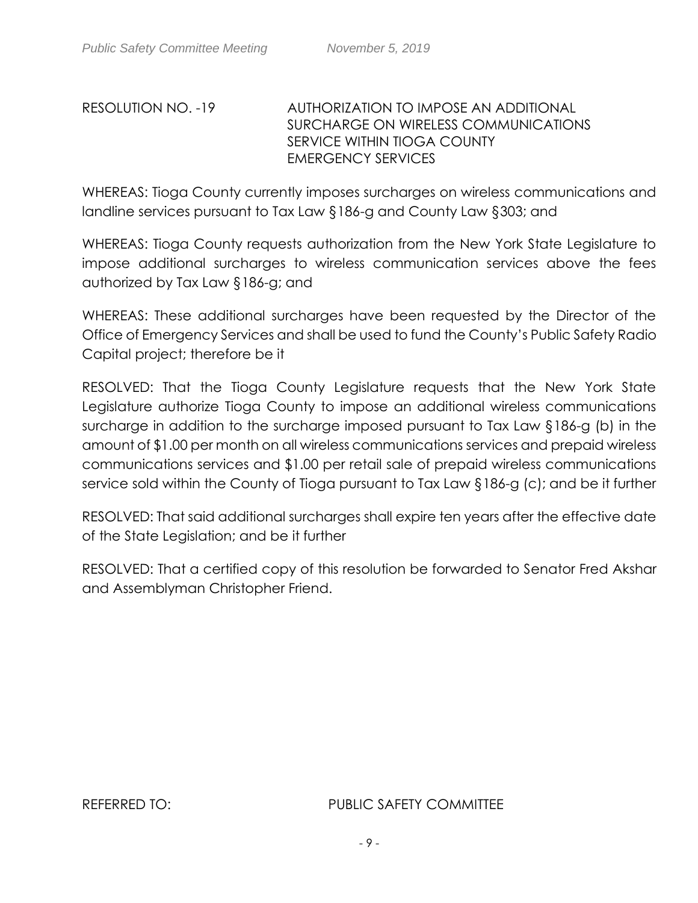RESOLUTION NO. -19 AUTHORIZATION TO IMPOSE AN ADDITIONAL SURCHARGE ON WIRELESS COMMUNICATIONS SERVICE WITHIN TIOGA COUNTY EMERGENCY SERVICES

WHEREAS: Tioga County currently imposes surcharges on wireless communications and landline services pursuant to Tax Law §186-g and County Law §303; and

WHEREAS: Tioga County requests authorization from the New York State Legislature to impose additional surcharges to wireless communication services above the fees authorized by Tax Law §186-g; and

WHEREAS: These additional surcharges have been requested by the Director of the Office of Emergency Services and shall be used to fund the County's Public Safety Radio Capital project; therefore be it

RESOLVED: That the Tioga County Legislature requests that the New York State Legislature authorize Tioga County to impose an additional wireless communications surcharge in addition to the surcharge imposed pursuant to Tax Law §186-g (b) in the amount of $1.00 per month on all wireless communications services and prepaid wireless communications services and $1.00 per retail sale of prepaid wireless communications service sold within the County of Tioga pursuant to Tax Law §186-g (c); and be it further

RESOLVED: That said additional surcharges shall expire ten years after the effective date of the State Legislation; and be it further

RESOLVED: That a certified copy of this resolution be forwarded to Senator Fred Akshar and Assemblyman Christopher Friend.

REFERRED TO: PUBLIC SAFETY COMMITTEE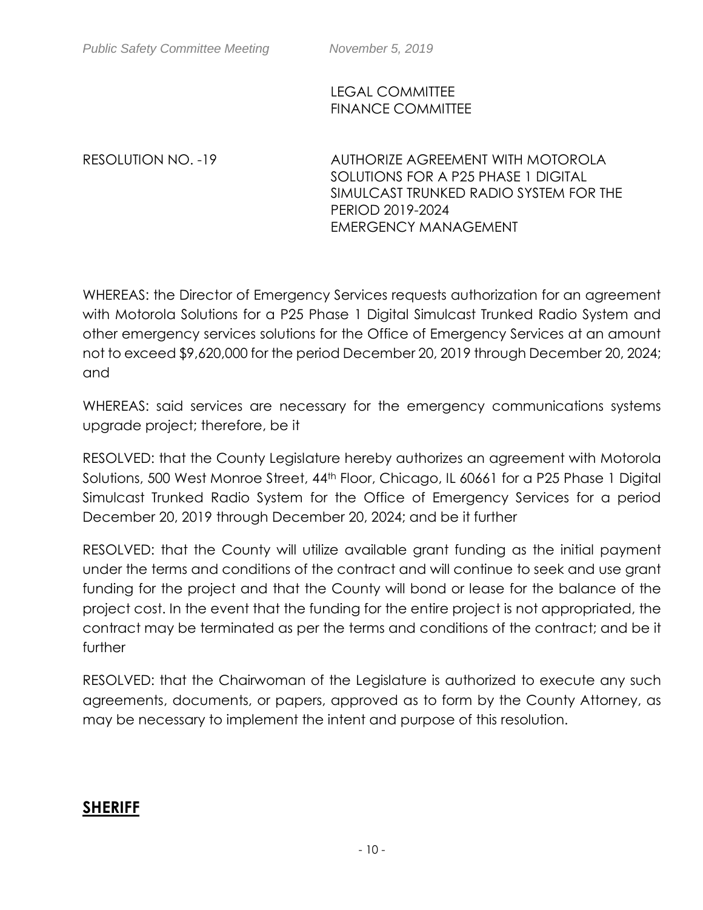LEGAL COMMITTEE
FINANCE COMMITTEE

RESOLUTION NO. -19

AUTHORIZE AGREEMENT WITH MOTOROLA SOLUTIONS FOR A P25 PHASE 1 DIGITAL SIMULCAST TRUNKED RADIO SYSTEM FOR THE PERIOD 2019-2024
EMERGENCY MANAGEMENT

WHEREAS: the Director of Emergency Services requests authorization for an agreement with Motorola Solutions for a P25 Phase 1 Digital Simulcast Trunked Radio System and other emergency services solutions for the Office of Emergency Services at an amount not to exceed $9,620,000 for the period December 20, 2019 through December 20, 2024; and

WHEREAS: said services are necessary for the emergency communications systems upgrade project; therefore, be it

RESOLVED: that the County Legislature hereby authorizes an agreement with Motorola Solutions, 500 West Monroe Street, 44th Floor, Chicago, IL 60661 for a P25 Phase 1 Digital Simulcast Trunked Radio System for the Office of Emergency Services for a period December 20, 2019 through December 20, 2024; and be it further

RESOLVED: that the County will utilize available grant funding as the initial payment under the terms and conditions of the contract and will continue to seek and use grant funding for the project and that the County will bond or lease for the balance of the project cost. In the event that the funding for the entire project is not appropriated, the contract may be terminated as per the terms and conditions of the contract; and be it further

RESOLVED: that the Chairwoman of the Legislature is authorized to execute any such agreements, documents, or papers, approved as to form by the County Attorney, as may be necessary to implement the intent and purpose of this resolution.

## SHERIFF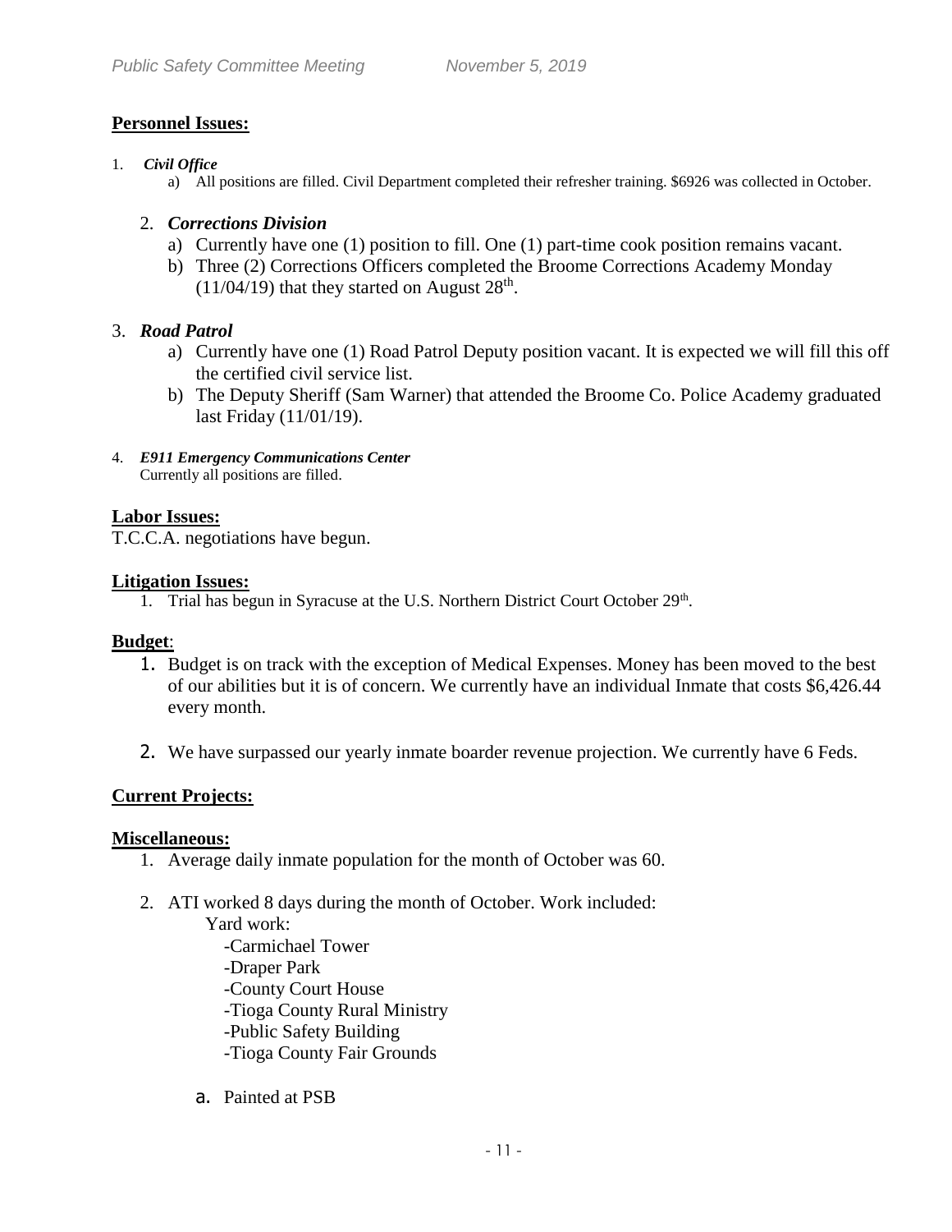**Personnel Issues:**

1. ***Civil Office***
   a) All positions are filled. Civil Department completed their refresher training. $6926 was collected in October.

2. ***Corrections Division***
   a) Currently have one (1) position to fill. One (1) part-time cook position remains vacant.
   b) Three (2) Corrections Officers completed the Broome Corrections Academy Monday (11/04/19) that they started on August 28th.

3. ***Road Patrol***
   a) Currently have one (1) Road Patrol Deputy position vacant. It is expected we will fill this off the certified civil service list.
   b) The Deputy Sheriff (Sam Warner) that attended the Broome Co. Police Academy graduated last Friday (11/01/19).

4. ***E911 Emergency Communications Center***
   Currently all positions are filled.

**Labor Issues:**

T.C.C.A. negotiations have begun.

**Litigation Issues:**

1. Trial has begun in Syracuse at the U.S. Northern District Court October 29th.

**Budget**:

1. Budget is on track with the exception of Medical Expenses. Money has been moved to the best of our abilities but it is of concern. We currently have an individual Inmate that costs $6,426.44 every month.

2. We have surpassed our yearly inmate boarder revenue projection. We currently have 6 Feds.

**Current Projects:**

**Miscellaneous:**

1. Average daily inmate population for the month of October was 60.

2. ATI worked 8 days during the month of October. Work included:
   Yard work:
   - Carmichael Tower
   - Draper Park
   - County Court House
   - Tioga County Rural Ministry
   - Public Safety Building
   - Tioga County Fair Grounds

   a. Painted at PSB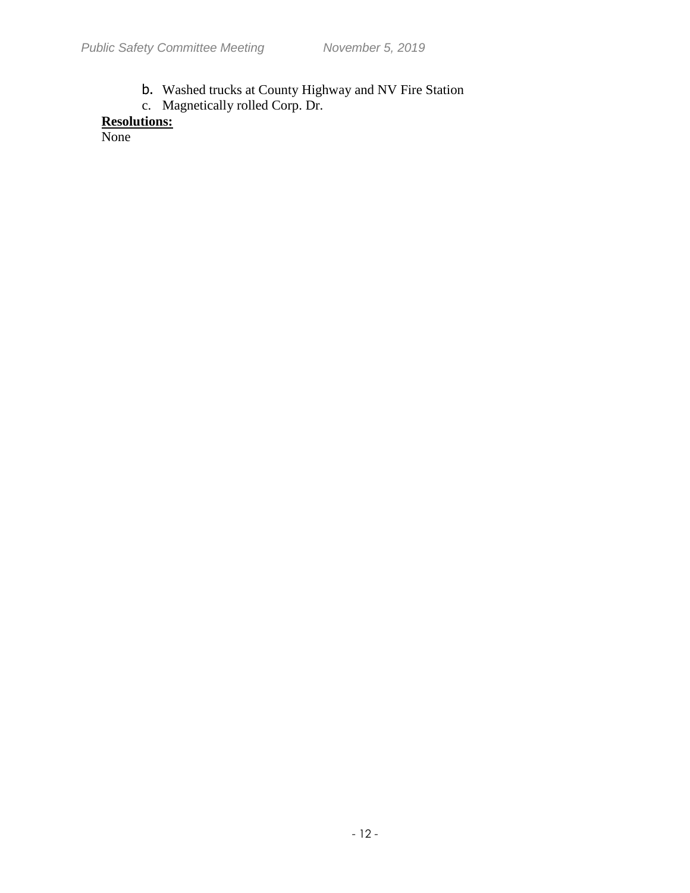b. Washed trucks at County Highway and NV Fire Station
c. Magnetically rolled Corp. Dr.

**Resolutions:**

None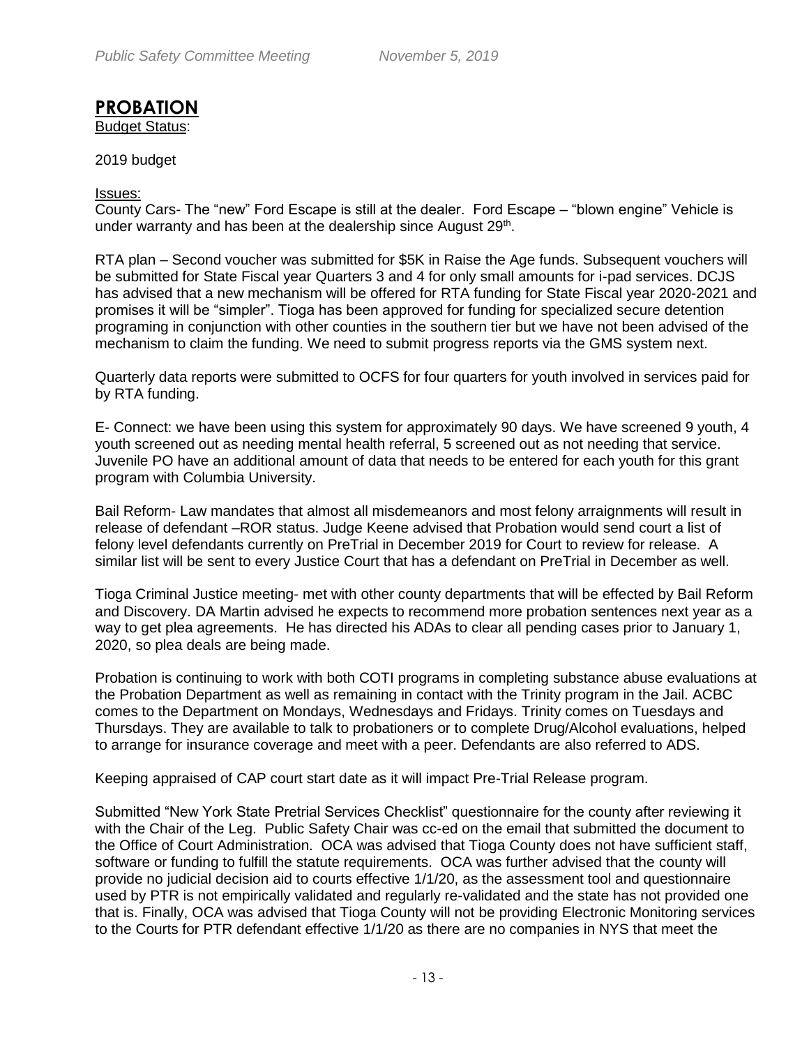# PROBATION

Budget Status:

2019 budget

Issues:

County Cars- The "new" Ford Escape is still at the dealer. Ford Escape – "blown engine" Vehicle is under warranty and has been at the dealership since August 29th.

RTA plan – Second voucher was submitted for $5K in Raise the Age funds. Subsequent vouchers will be submitted for State Fiscal year Quarters 3 and 4 for only small amounts for i-pad services. DCJS has advised that a new mechanism will be offered for RTA funding for State Fiscal year 2020-2021 and promises it will be "simpler". Tioga has been approved for funding for specialized secure detention programing in conjunction with other counties in the southern tier but we have not been advised of the mechanism to claim the funding. We need to submit progress reports via the GMS system next.

Quarterly data reports were submitted to OCFS for four quarters for youth involved in services paid for by RTA funding.

E- Connect: we have been using this system for approximately 90 days. We have screened 9 youth, 4 youth screened out as needing mental health referral, 5 screened out as not needing that service. Juvenile PO have an additional amount of data that needs to be entered for each youth for this grant program with Columbia University.

Bail Reform- Law mandates that almost all misdemeanors and most felony arraignments will result in release of defendant –ROR status. Judge Keene advised that Probation would send court a list of felony level defendants currently on PreTrial in December 2019 for Court to review for release. A similar list will be sent to every Justice Court that has a defendant on PreTrial in December as well.

Tioga Criminal Justice meeting- met with other county departments that will be effected by Bail Reform and Discovery. DA Martin advised he expects to recommend more probation sentences next year as a way to get plea agreements. He has directed his ADAs to clear all pending cases prior to January 1, 2020, so plea deals are being made.

Probation is continuing to work with both COTI programs in completing substance abuse evaluations at the Probation Department as well as remaining in contact with the Trinity program in the Jail. ACBC comes to the Department on Mondays, Wednesdays and Fridays. Trinity comes on Tuesdays and Thursdays. They are available to talk to probationers or to complete Drug/Alcohol evaluations, helped to arrange for insurance coverage and meet with a peer. Defendants are also referred to ADS.

Keeping appraised of CAP court start date as it will impact Pre-Trial Release program.

Submitted "New York State Pretrial Services Checklist" questionnaire for the county after reviewing it with the Chair of the Leg. Public Safety Chair was cc-ed on the email that submitted the document to the Office of Court Administration. OCA was advised that Tioga County does not have sufficient staff, software or funding to fulfill the statute requirements. OCA was further advised that the county will provide no judicial decision aid to courts effective 1/1/20, as the assessment tool and questionnaire used by PTR is not empirically validated and regularly re-validated and the state has not provided one that is. Finally, OCA was advised that Tioga County will not be providing Electronic Monitoring services to the Courts for PTR defendant effective 1/1/20 as there are no companies in NYS that meet the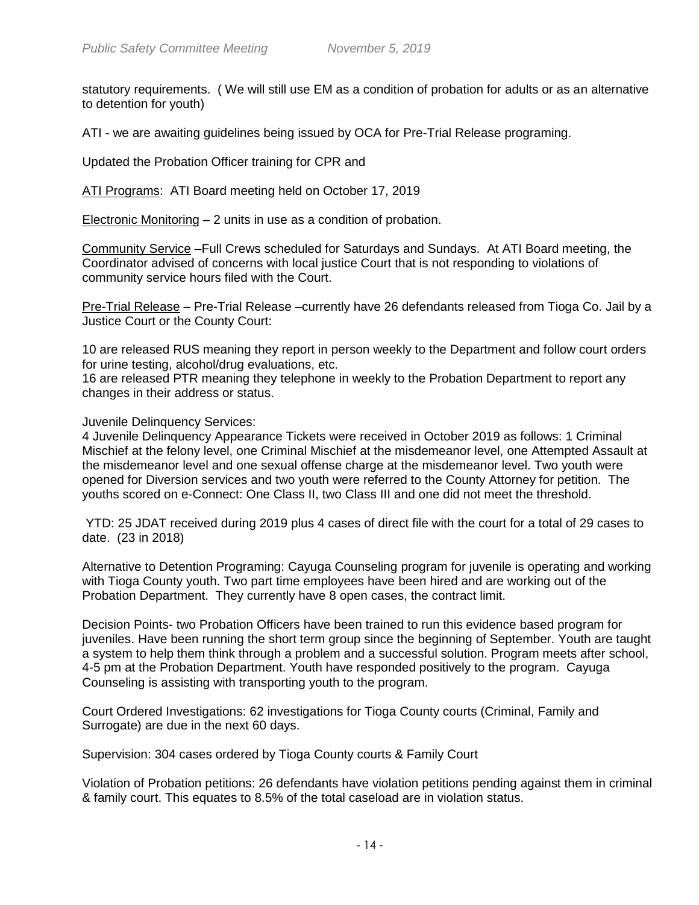statutory requirements. ( We will still use EM as a condition of probation for adults or as an alternative to detention for youth)

ATI - we are awaiting guidelines being issued by OCA for Pre-Trial Release programing.

Updated the Probation Officer training for CPR and

<u>ATI Programs</u>: ATI Board meeting held on October 17, 2019

<u>Electronic Monitoring</u> – 2 units in use as a condition of probation.

<u>Community Service</u> –Full Crews scheduled for Saturdays and Sundays. At ATI Board meeting, the Coordinator advised of concerns with local justice Court that is not responding to violations of community service hours filed with the Court.

<u>Pre-Trial Release</u> – Pre-Trial Release –currently have 26 defendants released from Tioga Co. Jail by a Justice Court or the County Court:

10 are released RUS meaning they report in person weekly to the Department and follow court orders for urine testing, alcohol/drug evaluations, etc.
16 are released PTR meaning they telephone in weekly to the Probation Department to report any changes in their address or status.

Juvenile Delinquency Services:
4 Juvenile Delinquency Appearance Tickets were received in October 2019 as follows: 1 Criminal Mischief at the felony level, one Criminal Mischief at the misdemeanor level, one Attempted Assault at the misdemeanor level and one sexual offense charge at the misdemeanor level. Two youth were opened for Diversion services and two youth were referred to the County Attorney for petition. The youths scored on e-Connect: One Class II, two Class III and one did not meet the threshold.

YTD: 25 JDAT received during 2019 plus 4 cases of direct file with the court for a total of 29 cases to date. (23 in 2018)

Alternative to Detention Programing: Cayuga Counseling program for juvenile is operating and working with Tioga County youth. Two part time employees have been hired and are working out of the Probation Department. They currently have 8 open cases, the contract limit.

Decision Points- two Probation Officers have been trained to run this evidence based program for juveniles. Have been running the short term group since the beginning of September. Youth are taught a system to help them think through a problem and a successful solution. Program meets after school, 4-5 pm at the Probation Department. Youth have responded positively to the program. Cayuga Counseling is assisting with transporting youth to the program.

Court Ordered Investigations: 62 investigations for Tioga County courts (Criminal, Family and Surrogate) are due in the next 60 days.

Supervision: 304 cases ordered by Tioga County courts & Family Court

Violation of Probation petitions: 26 defendants have violation petitions pending against them in criminal & family court. This equates to 8.5% of the total caseload are in violation status.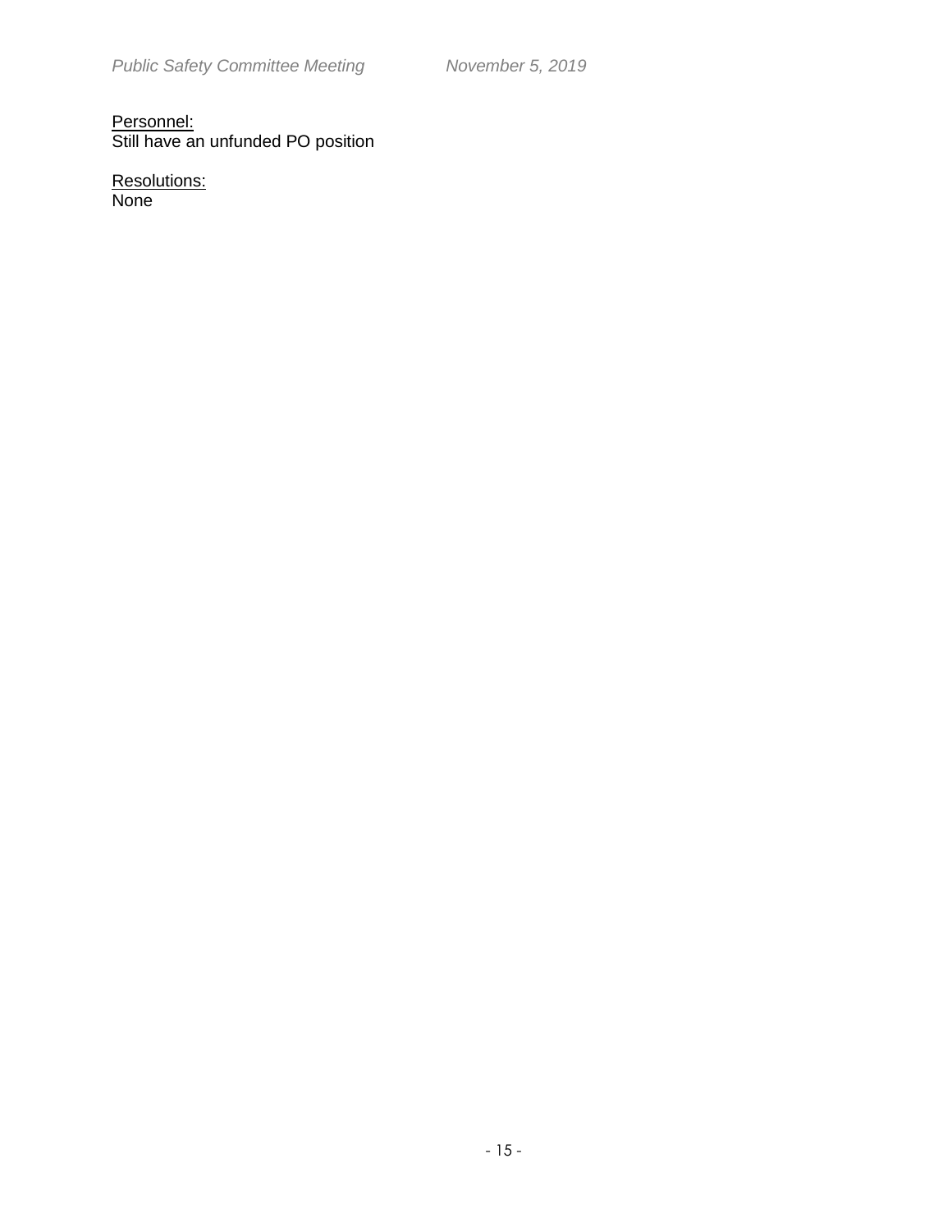Personnel:
Still have an unfunded PO position

Resolutions:
None